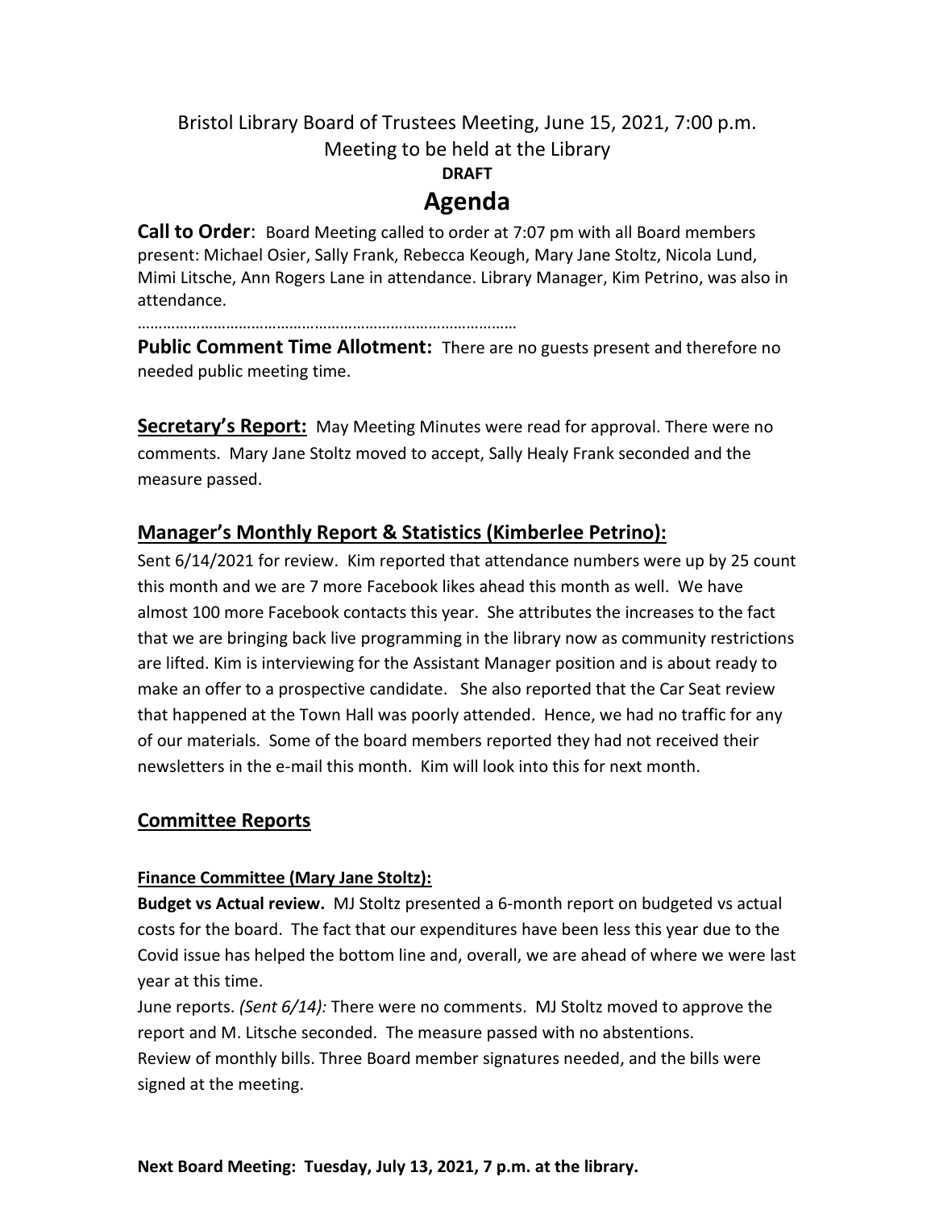Bristol Library Board of Trustees Meeting, June 15, 2021, 7:00 p.m.
Meeting to be held at the Library

**DRAFT**

# Agenda

**Call to Order**: Board Meeting called to order at 7:07 pm with all Board members present: Michael Osier, Sally Frank, Rebecca Keough, Mary Jane Stoltz, Nicola Lund, Mimi Litsche, Ann Rogers Lane in attendance. Library Manager, Kim Petrino, was also in attendance.

………………………………………………………………………………

**Public Comment Time Allotment:** There are no guests present and therefore no needed public meeting time.

**Secretary's Report:** May Meeting Minutes were read for approval. There were no comments. Mary Jane Stoltz moved to accept, Sally Healy Frank seconded and the measure passed.

## Manager's Monthly Report & Statistics (Kimberlee Petrino):

Sent 6/14/2021 for review. Kim reported that attendance numbers were up by 25 count this month and we are 7 more Facebook likes ahead this month as well. We have almost 100 more Facebook contacts this year. She attributes the increases to the fact that we are bringing back live programming in the library now as community restrictions are lifted. Kim is interviewing for the Assistant Manager position and is about ready to make an offer to a prospective candidate. She also reported that the Car Seat review that happened at the Town Hall was poorly attended. Hence, we had no traffic for any of our materials. Some of the board members reported they had not received their newsletters in the e-mail this month. Kim will look into this for next month.

## Committee Reports

### Finance Committee (Mary Jane Stoltz):

**Budget vs Actual review.** MJ Stoltz presented a 6-month report on budgeted vs actual costs for the board. The fact that our expenditures have been less this year due to the Covid issue has helped the bottom line and, overall, we are ahead of where we were last year at this time.

June reports. *(Sent 6/14):* There were no comments. MJ Stoltz moved to approve the report and M. Litsche seconded. The measure passed with no abstentions.

Review of monthly bills. Three Board member signatures needed, and the bills were signed at the meeting.

**Next Board Meeting: Tuesday, July 13, 2021, 7 p.m. at the library.**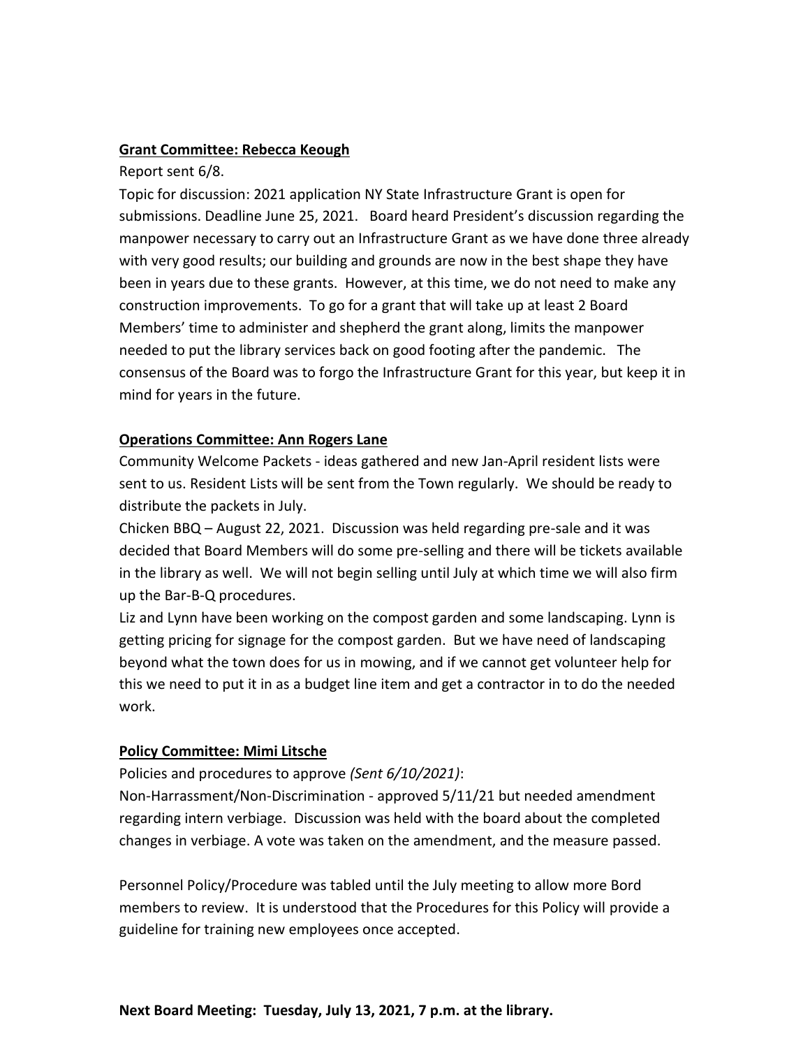**Grant Committee: Rebecca Keough**

Report sent 6/8.

Topic for discussion: 2021 application NY State Infrastructure Grant is open for submissions. Deadline June 25, 2021. Board heard President's discussion regarding the manpower necessary to carry out an Infrastructure Grant as we have done three already with very good results; our building and grounds are now in the best shape they have been in years due to these grants. However, at this time, we do not need to make any construction improvements. To go for a grant that will take up at least 2 Board Members' time to administer and shepherd the grant along, limits the manpower needed to put the library services back on good footing after the pandemic. The consensus of the Board was to forgo the Infrastructure Grant for this year, but keep it in mind for years in the future.

**Operations Committee: Ann Rogers Lane**

Community Welcome Packets - ideas gathered and new Jan-April resident lists were sent to us. Resident Lists will be sent from the Town regularly. We should be ready to distribute the packets in July.

Chicken BBQ – August 22, 2021. Discussion was held regarding pre-sale and it was decided that Board Members will do some pre-selling and there will be tickets available in the library as well. We will not begin selling until July at which time we will also firm up the Bar-B-Q procedures.

Liz and Lynn have been working on the compost garden and some landscaping. Lynn is getting pricing for signage for the compost garden. But we have need of landscaping beyond what the town does for us in mowing, and if we cannot get volunteer help for this we need to put it in as a budget line item and get a contractor in to do the needed work.

**Policy Committee: Mimi Litsche**

Policies and procedures to approve *(Sent 6/10/2021)*:

Non-Harrassment/Non-Discrimination - approved 5/11/21 but needed amendment regarding intern verbiage. Discussion was held with the board about the completed changes in verbiage. A vote was taken on the amendment, and the measure passed.

Personnel Policy/Procedure was tabled until the July meeting to allow more Bord members to review. It is understood that the Procedures for this Policy will provide a guideline for training new employees once accepted.

**Next Board Meeting: Tuesday, July 13, 2021, 7 p.m. at the library.**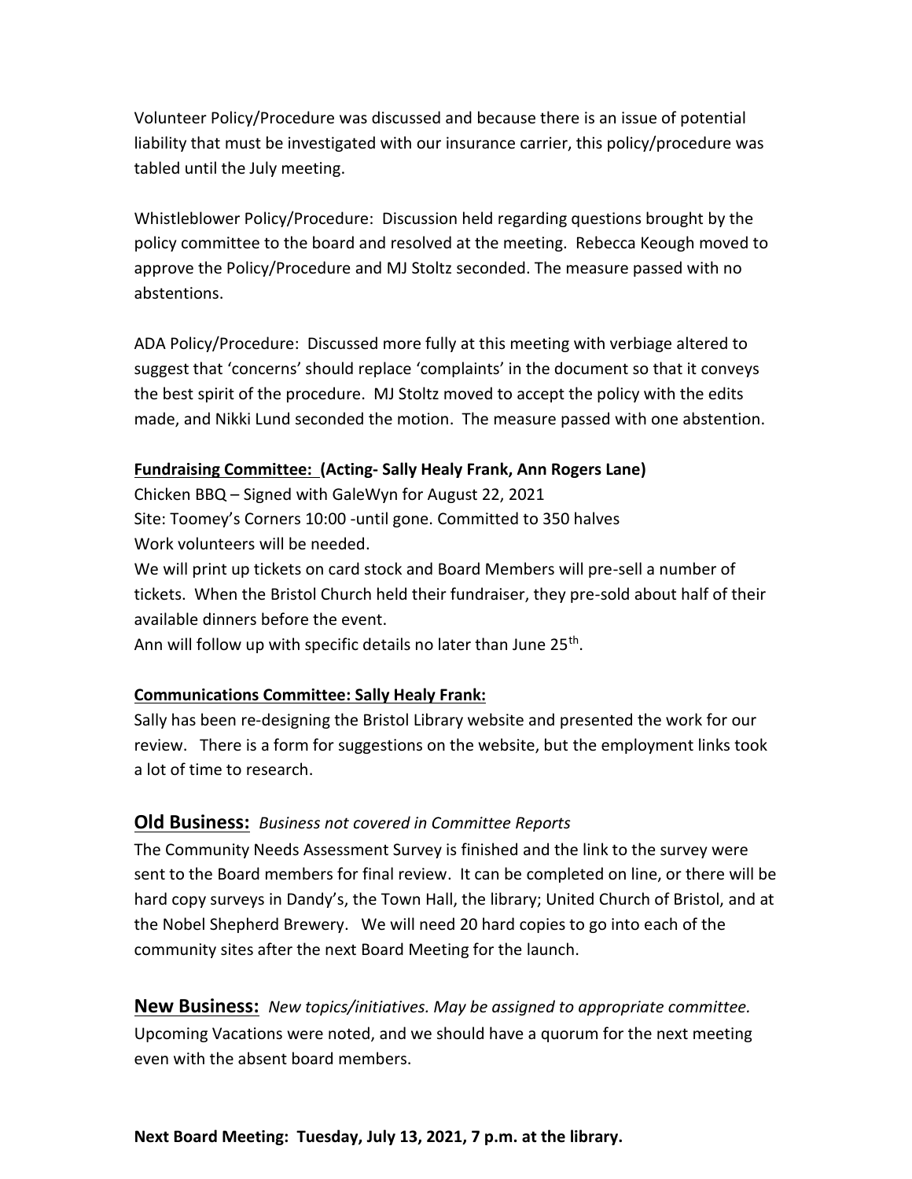Volunteer Policy/Procedure was discussed and because there is an issue of potential liability that must be investigated with our insurance carrier, this policy/procedure was tabled until the July meeting.

Whistleblower Policy/Procedure: Discussion held regarding questions brought by the policy committee to the board and resolved at the meeting. Rebecca Keough moved to approve the Policy/Procedure and MJ Stoltz seconded. The measure passed with no abstentions.

ADA Policy/Procedure: Discussed more fully at this meeting with verbiage altered to suggest that 'concerns' should replace 'complaints' in the document so that it conveys the best spirit of the procedure. MJ Stoltz moved to accept the policy with the edits made, and Nikki Lund seconded the motion. The measure passed with one abstention.

**Fundraising Committee: (Acting- Sally Healy Frank, Ann Rogers Lane)**

Chicken BBQ – Signed with GaleWyn for August 22, 2021
Site: Toomey's Corners 10:00 -until gone. Committed to 350 halves
Work volunteers will be needed.
We will print up tickets on card stock and Board Members will pre-sell a number of tickets. When the Bristol Church held their fundraiser, they pre-sold about half of their available dinners before the event.
Ann will follow up with specific details no later than June 25th.

**Communications Committee: Sally Healy Frank:**

Sally has been re-designing the Bristol Library website and presented the work for our review. There is a form for suggestions on the website, but the employment links took a lot of time to research.

## Old Business: *Business not covered in Committee Reports*

The Community Needs Assessment Survey is finished and the link to the survey were sent to the Board members for final review. It can be completed on line, or there will be hard copy surveys in Dandy's, the Town Hall, the library; United Church of Bristol, and at the Nobel Shepherd Brewery. We will need 20 hard copies to go into each of the community sites after the next Board Meeting for the launch.

## New Business: *New topics/initiatives. May be assigned to appropriate committee.*

Upcoming Vacations were noted, and we should have a quorum for the next meeting even with the absent board members.

**Next Board Meeting: Tuesday, July 13, 2021, 7 p.m. at the library.**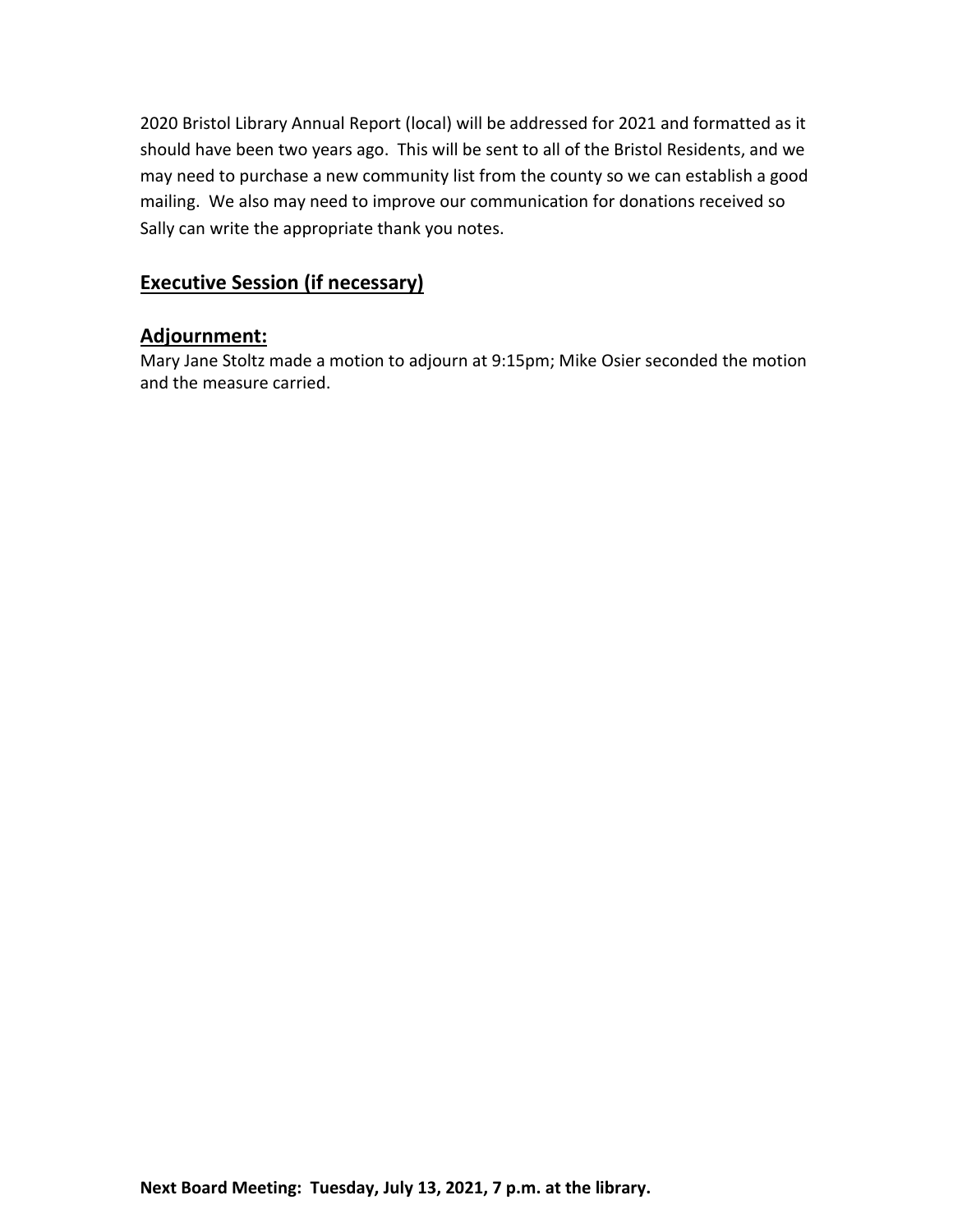2020 Bristol Library Annual Report (local) will be addressed for 2021 and formatted as it should have been two years ago. This will be sent to all of the Bristol Residents, and we may need to purchase a new community list from the county so we can establish a good mailing. We also may need to improve our communication for donations received so Sally can write the appropriate thank you notes.

## Executive Session (if necessary)

## Adjournment:

Mary Jane Stoltz made a motion to adjourn at 9:15pm; Mike Osier seconded the motion and the measure carried.

**Next Board Meeting: Tuesday, July 13, 2021, 7 p.m. at the library.**